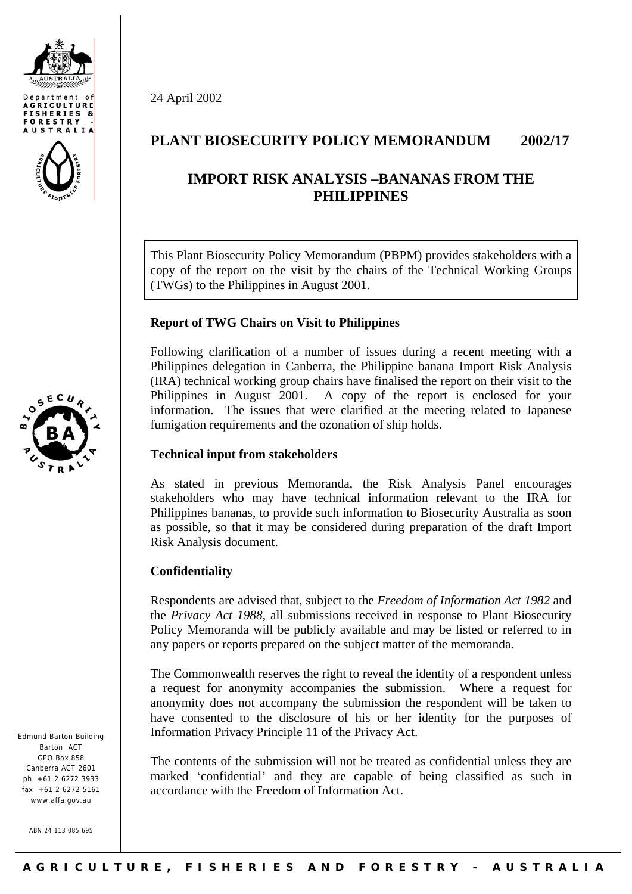24 April 2002

# PLANT BIOSECURITY POLICY MEMORANDUM 2002/17

## IMPORT RISK ANALYSIS –BANANAS FROM THE PHILIPPINES

This Plant Biosecurity Policy Memorandum (PBPM) provides stakeholders with a copy of the report on the visit by the chairs of the Technical Working Groups (TWGs) to the Philippines in August 2001.

### Report of TWG Chairs on Visit to Philippines

Following clarification of a number of issues during a recent meeting with a Philippines delegation in Canberra, the Philippine banana Import Risk Analysis (IRA) technical working group chairs have finalised the report on their visit to the Philippines in August 2001. A copy of the report is enclosed for your information. The issues that were clarified at the meeting related to Japanese fumigation requirements and the ozonation of ship holds.

### Technical input from stakeholders

As stated in previous Memoranda, the Risk Analysis Panel encourages stakeholders who may have technical information relevant to the IRA for Philippines bananas, to provide such information to Biosecurity Australia as soon as possible, so that it may be considered during preparation of the draft Import Risk Analysis document.

### Confidentiality

Respondents are advised that, subject to the *Freedom of Information Act 1982* and the *Privacy Act 1988*, all submissions received in response to Plant Biosecurity Policy Memoranda will be publicly available and may be listed or referred to in any papers or reports prepared on the subject matter of the memoranda.

The Commonwealth reserves the right to reveal the identity of a respondent unless a request for anonymity accompanies the submission. Where a request for anonymity does not accompany the submission the respondent will be taken to have consented to the disclosure of his or her identity for the purposes of Information Privacy Principle 11 of the Privacy Act.

The contents of the submission will not be treated as confidential unless they are marked 'confidential' and they are capable of being classified as such in accordance with the Freedom of Information Act.

Edmund Barton Building
Barton ACT
GPO Box 858
Canberra ACT 2601
ph +61 2 6272 3933
fax +61 2 6272 5161
www.affa.gov.au

ABN 24 113 085 695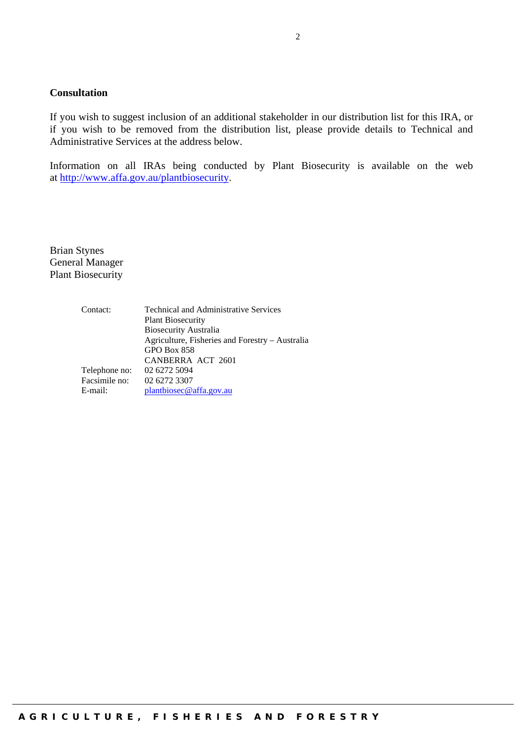## Consultation

If you wish to suggest inclusion of an additional stakeholder in our distribution list for this IRA, or if you wish to be removed from the distribution list, please provide details to Technical and Administrative Services at the address below.

Information on all IRAs being conducted by Plant Biosecurity is available on the web at http://www.affa.gov.au/plantbiosecurity.

Brian Stynes
General Manager
Plant Biosecurity

| | |
|---|---|
| Contact: | Technical and Administrative Services<br>Plant Biosecurity<br>Biosecurity Australia<br>Agriculture, Fisheries and Forestry – Australia<br>GPO Box 858<br>CANBERRA ACT 2601 |
| Telephone no: | 02 6272 5094 |
| Facsimile no: | 02 6272 3307 |
| E-mail: | plantbiosec@affa.gov.au |